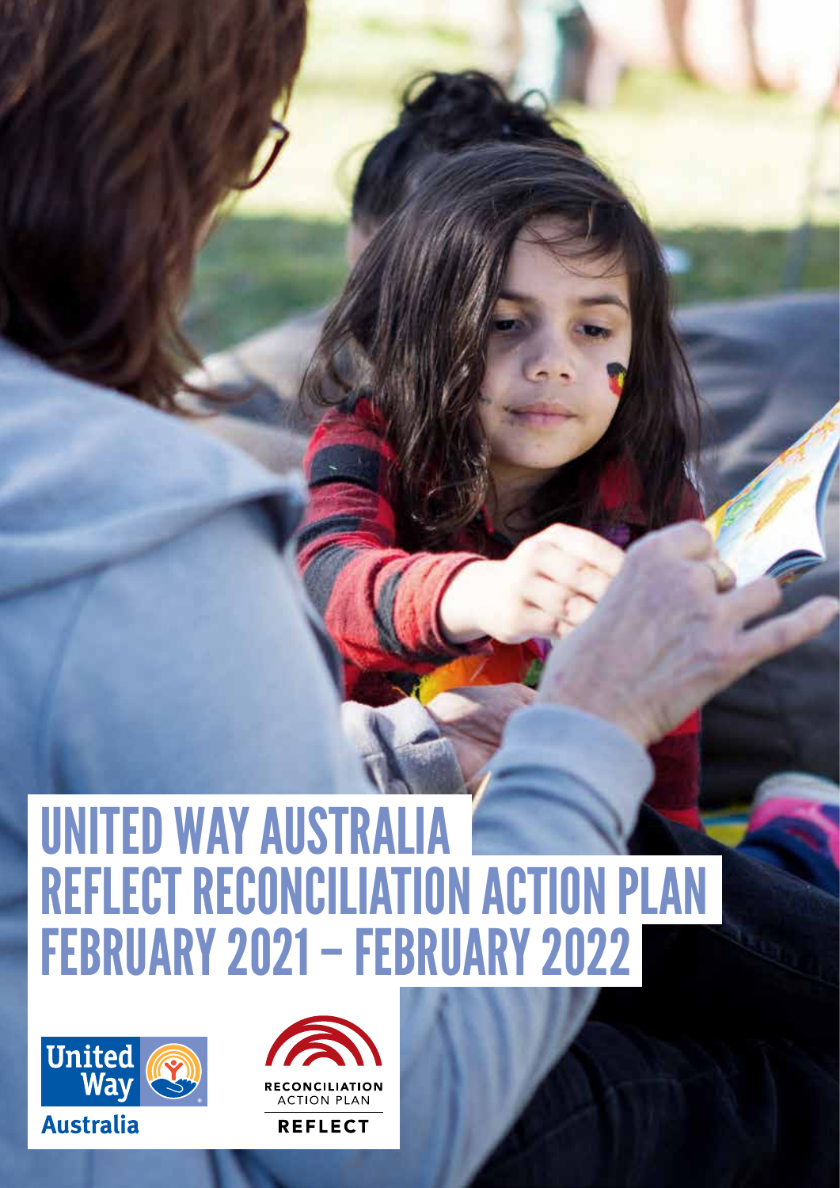# UNITED WAY AUSTRALIA REFLECT RECONCILIATION ACTION PLAN FEBRUARY 2021 – FEBRUARY 2022

United Way Australia

RECONCILIATION ACTION PLAN

REFLECT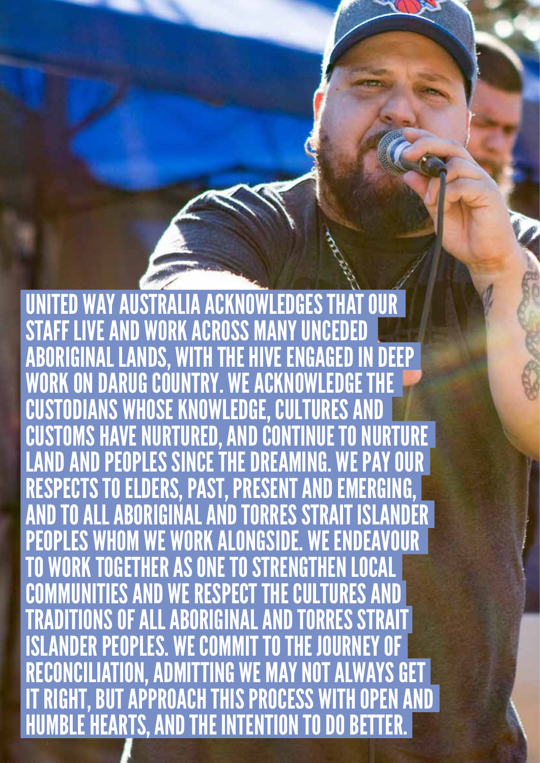UNITED WAY AUSTRALIA ACKNOWLEDGES THAT OUR STAFF LIVE AND WORK ACROSS MANY UNCEDED ABORIGINAL LANDS, WITH THE HIVE ENGAGED IN DEEP WORK ON DARUG COUNTRY. WE ACKNOWLEDGE THE CUSTODIANS WHOSE KNOWLEDGE, CULTURES AND CUSTOMS HAVE NURTURED, AND CONTINUE TO NURTURE LAND AND PEOPLES SINCE THE DREAMING. WE PAY OUR RESPECTS TO ELDERS, PAST, PRESENT AND EMERGING, AND TO ALL ABORIGINAL AND TORRES STRAIT ISLANDER PEOPLES WHOM WE WORK ALONGSIDE. WE ENDEAVOUR TO WORK TOGETHER AS ONE TO STRENGTHEN LOCAL COMMUNITIES AND WE RESPECT THE CULTURES AND TRADITIONS OF ALL ABORIGINAL AND TORRES STRAIT ISLANDER PEOPLES. WE COMMIT TO THE JOURNEY OF RECONCILIATION, ADMITTING WE MAY NOT ALWAYS GET IT RIGHT, BUT APPROACH THIS PROCESS WITH OPEN AND HUMBLE HEARTS, AND THE INTENTION TO DO BETTER.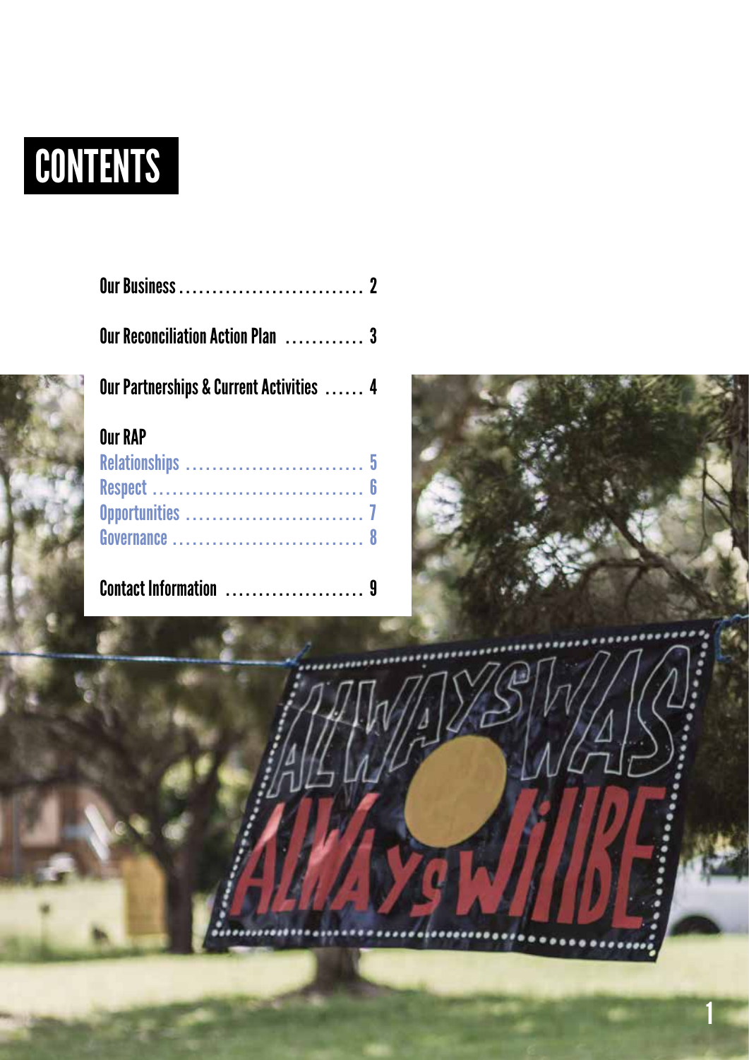# CONTENTS

Our Business ............................ 2

Our Reconciliation Action Plan ............ 3

Our Partnerships & Current Activities ...... 4

**Our RAP**

- Relationships ........................... 5
- Respect ................................ 6
- Opportunities ........................... 7
- Governance ............................. 8

Contact Information ..................... 9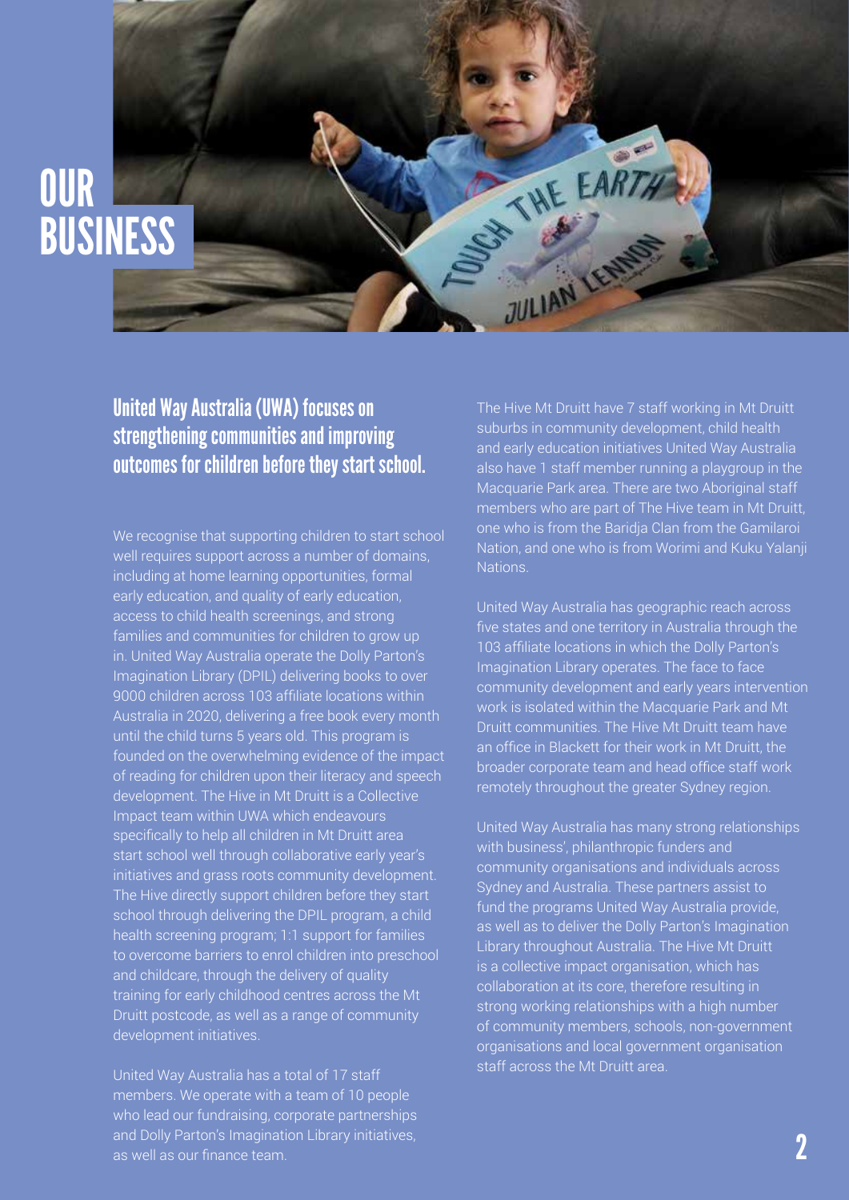# OUR BUSINESS

## United Way Australia (UWA) focuses on strengthening communities and improving outcomes for children before they start school.

We recognise that supporting children to start school well requires support across a number of domains, including at home learning opportunities, formal early education, and quality of early education, access to child health screenings, and strong families and communities for children to grow up in. United Way Australia operate the Dolly Parton's Imagination Library (DPIL) delivering books to over 9000 children across 103 affiliate locations within Australia in 2020, delivering a free book every month until the child turns 5 years old. This program is founded on the overwhelming evidence of the impact of reading for children upon their literacy and speech development. The Hive in Mt Druitt is a Collective Impact team within UWA which endeavours specifically to help all children in Mt Druitt area start school well through collaborative early year's initiatives and grass roots community development. The Hive directly support children before they start school through delivering the DPIL program, a child health screening program; 1:1 support for families to overcome barriers to enrol children into preschool and childcare, through the delivery of quality training for early childhood centres across the Mt Druitt postcode, as well as a range of community development initiatives.

United Way Australia has a total of 17 staff members. We operate with a team of 10 people who lead our fundraising, corporate partnerships and Dolly Parton's Imagination Library initiatives, as well as our finance team.

The Hive Mt Druitt have 7 staff working in Mt Druitt suburbs in community development, child health and early education initiatives United Way Australia also have 1 staff member running a playgroup in the Macquarie Park area. There are two Aboriginal staff members who are part of The Hive team in Mt Druitt, one who is from the Baridja Clan from the Gamilaroi Nation, and one who is from Worimi and Kuku Yalanji Nations.

United Way Australia has geographic reach across five states and one territory in Australia through the 103 affiliate locations in which the Dolly Parton's Imagination Library operates. The face to face community development and early years intervention work is isolated within the Macquarie Park and Mt Druitt communities. The Hive Mt Druitt team have an office in Blackett for their work in Mt Druitt, the broader corporate team and head office staff work remotely throughout the greater Sydney region.

United Way Australia has many strong relationships with business', philanthropic funders and community organisations and individuals across Sydney and Australia. These partners assist to fund the programs United Way Australia provide, as well as to deliver the Dolly Parton's Imagination Library throughout Australia. The Hive Mt Druitt is a collective impact organisation, which has collaboration at its core, therefore resulting in strong working relationships with a high number of community members, schools, non-government organisations and local government organisation staff across the Mt Druitt area.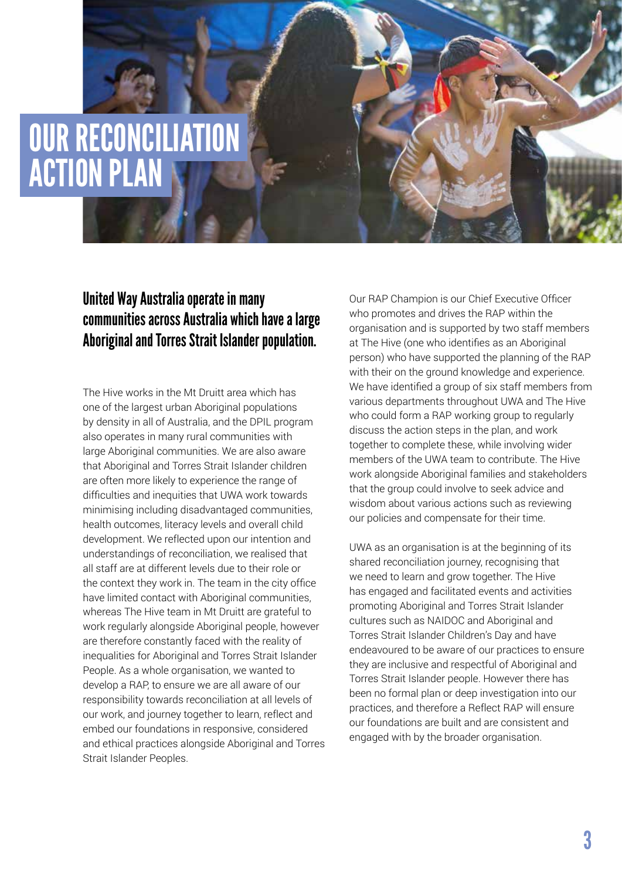# OUR RECONCILIATION ACTION PLAN

## United Way Australia operate in many communities across Australia which have a large Aboriginal and Torres Strait Islander population.

The Hive works in the Mt Druitt area which has one of the largest urban Aboriginal populations by density in all of Australia, and the DPIL program also operates in many rural communities with large Aboriginal communities. We are also aware that Aboriginal and Torres Strait Islander children are often more likely to experience the range of difficulties and inequities that UWA work towards minimising including disadvantaged communities, health outcomes, literacy levels and overall child development. We reflected upon our intention and understandings of reconciliation, we realised that all staff are at different levels due to their role or the context they work in. The team in the city office have limited contact with Aboriginal communities, whereas The Hive team in Mt Druitt are grateful to work regularly alongside Aboriginal people, however are therefore constantly faced with the reality of inequalities for Aboriginal and Torres Strait Islander People. As a whole organisation, we wanted to develop a RAP, to ensure we are all aware of our responsibility towards reconciliation at all levels of our work, and journey together to learn, reflect and embed our foundations in responsive, considered and ethical practices alongside Aboriginal and Torres Strait Islander Peoples.

Our RAP Champion is our Chief Executive Officer who promotes and drives the RAP within the organisation and is supported by two staff members at The Hive (one who identifies as an Aboriginal person) who have supported the planning of the RAP with their on the ground knowledge and experience. We have identified a group of six staff members from various departments throughout UWA and The Hive who could form a RAP working group to regularly discuss the action steps in the plan, and work together to complete these, while involving wider members of the UWA team to contribute. The Hive work alongside Aboriginal families and stakeholders that the group could involve to seek advice and wisdom about various actions such as reviewing our policies and compensate for their time.

UWA as an organisation is at the beginning of its shared reconciliation journey, recognising that we need to learn and grow together. The Hive has engaged and facilitated events and activities promoting Aboriginal and Torres Strait Islander cultures such as NAIDOC and Aboriginal and Torres Strait Islander Children's Day and have endeavoured to be aware of our practices to ensure they are inclusive and respectful of Aboriginal and Torres Strait Islander people. However there has been no formal plan or deep investigation into our practices, and therefore a Reflect RAP will ensure our foundations are built and are consistent and engaged with by the broader organisation.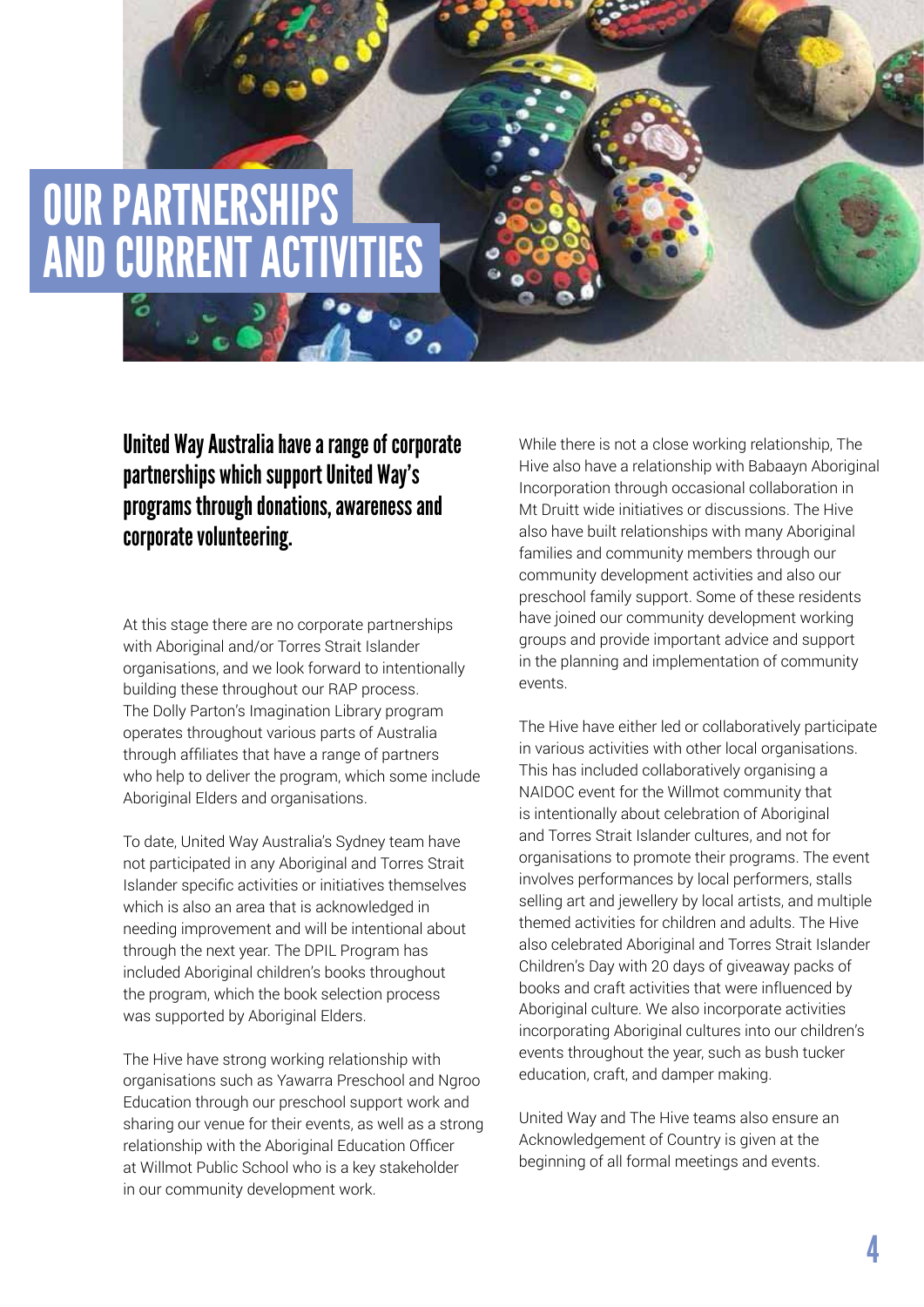# OUR PARTNERSHIPS AND CURRENT ACTIVITIES

## United Way Australia have a range of corporate partnerships which support United Way's programs through donations, awareness and corporate volunteering.

At this stage there are no corporate partnerships with Aboriginal and/or Torres Strait Islander organisations, and we look forward to intentionally building these throughout our RAP process. The Dolly Parton's Imagination Library program operates throughout various parts of Australia through affiliates that have a range of partners who help to deliver the program, which some include Aboriginal Elders and organisations.

To date, United Way Australia's Sydney team have not participated in any Aboriginal and Torres Strait Islander specific activities or initiatives themselves which is also an area that is acknowledged in needing improvement and will be intentional about through the next year. The DPIL Program has included Aboriginal children's books throughout the program, which the book selection process was supported by Aboriginal Elders.

The Hive have strong working relationship with organisations such as Yawarra Preschool and Ngroo Education through our preschool support work and sharing our venue for their events, as well as a strong relationship with the Aboriginal Education Officer at Willmot Public School who is a key stakeholder in our community development work.

While there is not a close working relationship, The Hive also have a relationship with Babaayn Aboriginal Incorporation through occasional collaboration in Mt Druitt wide initiatives or discussions. The Hive also have built relationships with many Aboriginal families and community members through our community development activities and also our preschool family support. Some of these residents have joined our community development working groups and provide important advice and support in the planning and implementation of community events.

The Hive have either led or collaboratively participate in various activities with other local organisations. This has included collaboratively organising a NAIDOC event for the Willmot community that is intentionally about celebration of Aboriginal and Torres Strait Islander cultures, and not for organisations to promote their programs. The event involves performances by local performers, stalls selling art and jewellery by local artists, and multiple themed activities for children and adults. The Hive also celebrated Aboriginal and Torres Strait Islander Children's Day with 20 days of giveaway packs of books and craft activities that were influenced by Aboriginal culture. We also incorporate activities incorporating Aboriginal cultures into our children's events throughout the year, such as bush tucker education, craft, and damper making.

United Way and The Hive teams also ensure an Acknowledgement of Country is given at the beginning of all formal meetings and events.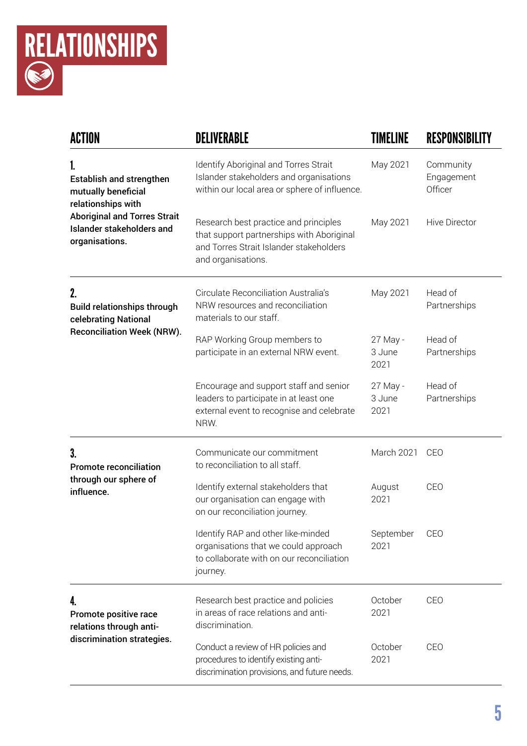# RELATIONSHIPS

| ACTION | DELIVERABLE | TIMELINE | RESPONSIBILITY |
|---|---|---|---|
| **1. Establish and strengthen mutually beneficial relationships with Aboriginal and Torres Strait Islander stakeholders and organisations.** | Identify Aboriginal and Torres Strait Islander stakeholders and organisations within our local area or sphere of influence. | May 2021 | Community Engagement Officer |
| | Research best practice and principles that support partnerships with Aboriginal and Torres Strait Islander stakeholders and organisations. | May 2021 | Hive Director |
| **2. Build relationships through celebrating National Reconciliation Week (NRW).** | Circulate Reconciliation Australia's NRW resources and reconciliation materials to our staff. | May 2021 | Head of Partnerships |
| | RAP Working Group members to participate in an external NRW event. | 27 May - 3 June 2021 | Head of Partnerships |
| | Encourage and support staff and senior leaders to participate in at least one external event to recognise and celebrate NRW. | 27 May - 3 June 2021 | Head of Partnerships |
| **3. Promote reconciliation through our sphere of influence.** | Communicate our commitment to reconciliation to all staff. | March 2021 | CEO |
| | Identify external stakeholders that our organisation can engage with on our reconciliation journey. | August 2021 | CEO |
| | Identify RAP and other like-minded organisations that we could approach to collaborate with on our reconciliation journey. | September 2021 | CEO |
| **4. Promote positive race relations through anti-discrimination strategies.** | Research best practice and policies in areas of race relations and anti-discrimination. | October 2021 | CEO |
| | Conduct a review of HR policies and procedures to identify existing anti-discrimination provisions, and future needs. | October 2021 | CEO |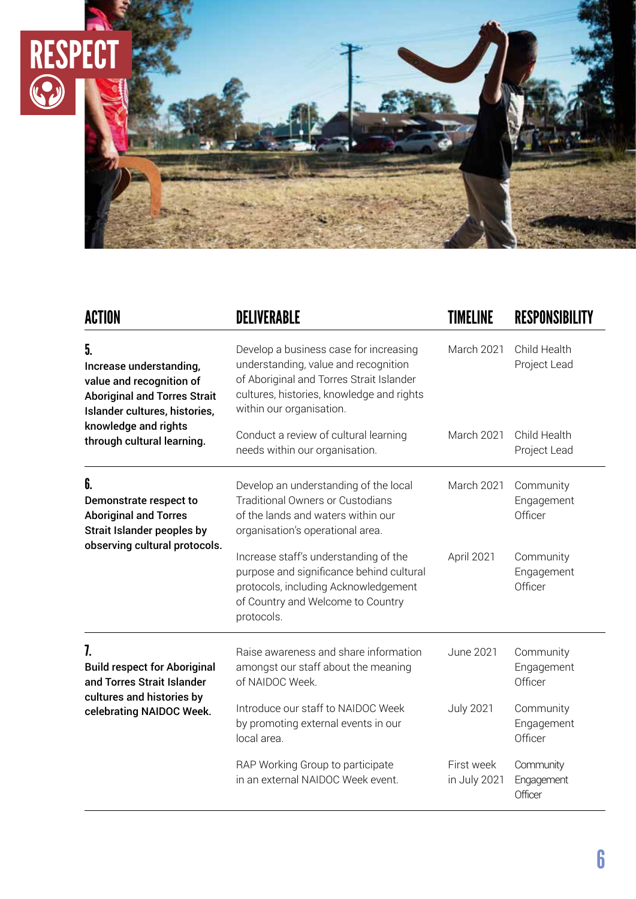# RESPECT

| ACTION | DELIVERABLE | TIMELINE | RESPONSIBILITY |
|---|---|---|---|
| **5. Increase understanding, value and recognition of Aboriginal and Torres Strait Islander cultures, histories, knowledge and rights through cultural learning.** | Develop a business case for increasing understanding, value and recognition of Aboriginal and Torres Strait Islander cultures, histories, knowledge and rights within our organisation. | March 2021 | Child Health Project Lead |
| | Conduct a review of cultural learning needs within our organisation. | March 2021 | Child Health Project Lead |
| **6. Demonstrate respect to Aboriginal and Torres Strait Islander peoples by observing cultural protocols.** | Develop an understanding of the local Traditional Owners or Custodians of the lands and waters within our organisation's operational area. | March 2021 | Community Engagement Officer |
| | Increase staff's understanding of the purpose and significance behind cultural protocols, including Acknowledgement of Country and Welcome to Country protocols. | April 2021 | Community Engagement Officer |
| **7. Build respect for Aboriginal and Torres Strait Islander cultures and histories by celebrating NAIDOC Week.** | Raise awareness and share information amongst our staff about the meaning of NAIDOC Week. | June 2021 | Community Engagement Officer |
| | Introduce our staff to NAIDOC Week by promoting external events in our local area. | July 2021 | Community Engagement Officer |
| | RAP Working Group to participate in an external NAIDOC Week event. | First week in July 2021 | Community Engagement Officer |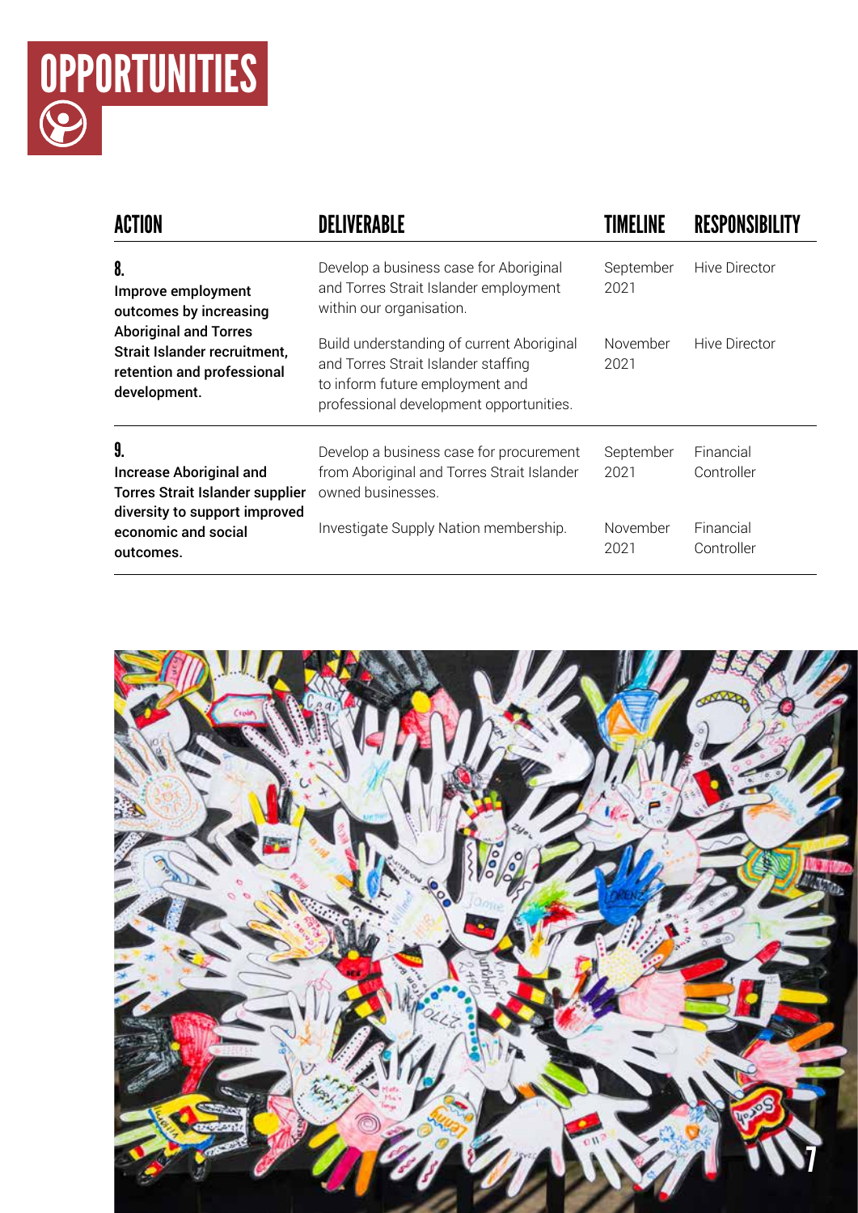# OPPORTUNITIES

| ACTION | DELIVERABLE | TIMELINE | RESPONSIBILITY |
| --- | --- | --- | --- |
| **8.** **Improve employment outcomes by increasing Aboriginal and Torres Strait Islander recruitment, retention and professional development.** | Develop a business case for Aboriginal and Torres Strait Islander employment within our organisation. | September 2021 | Hive Director |
| | Build understanding of current Aboriginal and Torres Strait Islander staffing to inform future employment and professional development opportunities. | November 2021 | Hive Director |
| **9.** **Increase Aboriginal and Torres Strait Islander supplier diversity to support improved economic and social outcomes.** | Develop a business case for procurement from Aboriginal and Torres Strait Islander owned businesses. | September 2021 | Financial Controller |
| | Investigate Supply Nation membership. | November 2021 | Financial Controller |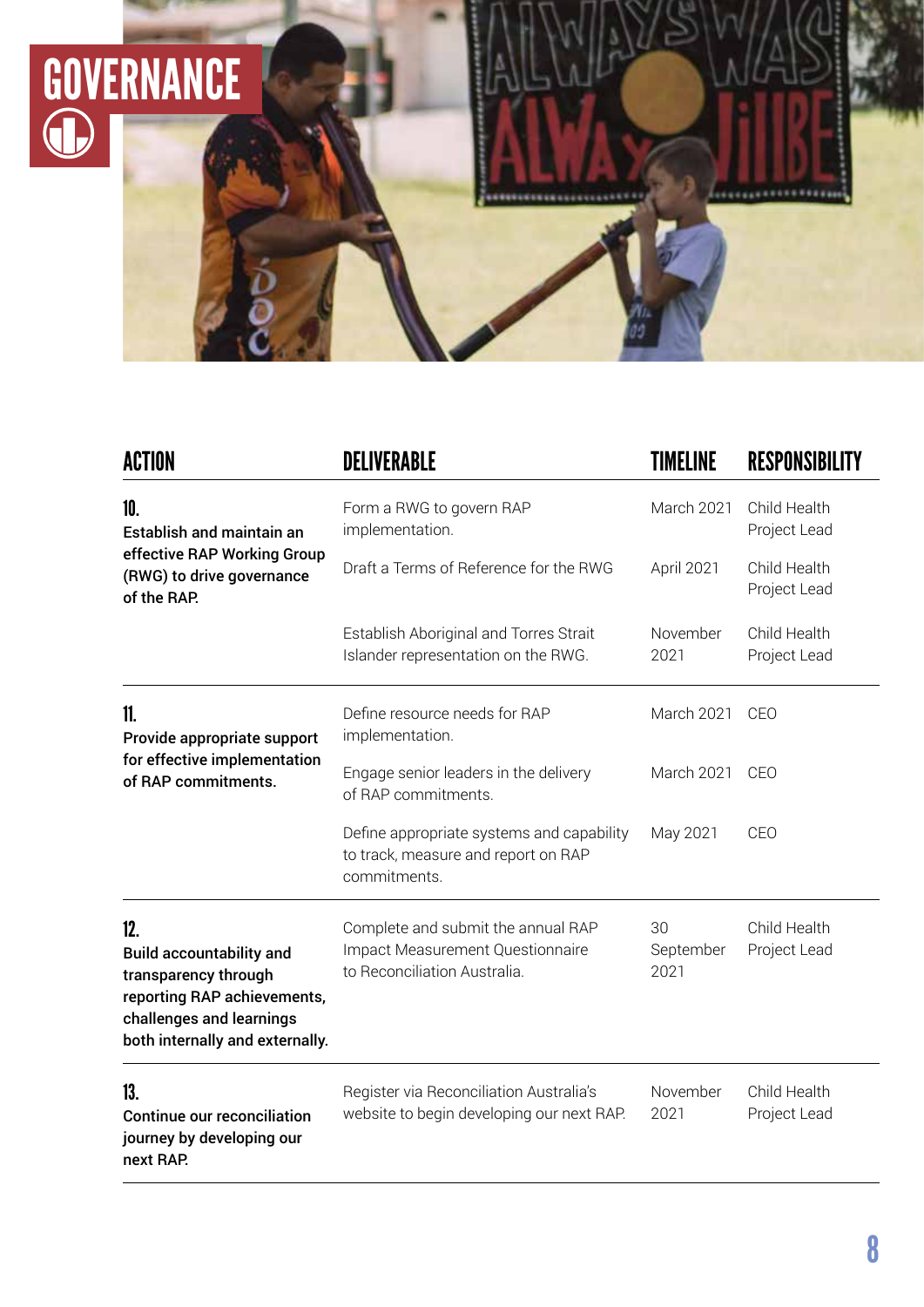# GOVERNANCE

| ACTION | DELIVERABLE | TIMELINE | RESPONSIBILITY |
| --- | --- | --- | --- |
| **10.** **Establish and maintain an effective RAP Working Group (RWG) to drive governance of the RAP.** | Form a RWG to govern RAP implementation. | March 2021 | Child Health Project Lead |
| | Draft a Terms of Reference for the RWG | April 2021 | Child Health Project Lead |
| | Establish Aboriginal and Torres Strait Islander representation on the RWG. | November 2021 | Child Health Project Lead |
| **11.** **Provide appropriate support for effective implementation of RAP commitments.** | Define resource needs for RAP implementation. | March 2021 | CEO |
| | Engage senior leaders in the delivery of RAP commitments. | March 2021 | CEO |
| | Define appropriate systems and capability to track, measure and report on RAP commitments. | May 2021 | CEO |
| **12.** **Build accountability and transparency through reporting RAP achievements, challenges and learnings both internally and externally.** | Complete and submit the annual RAP Impact Measurement Questionnaire to Reconciliation Australia. | 30 September 2021 | Child Health Project Lead |
| **13.** **Continue our reconciliation journey by developing our next RAP.** | Register via Reconciliation Australia's website to begin developing our next RAP. | November 2021 | Child Health Project Lead |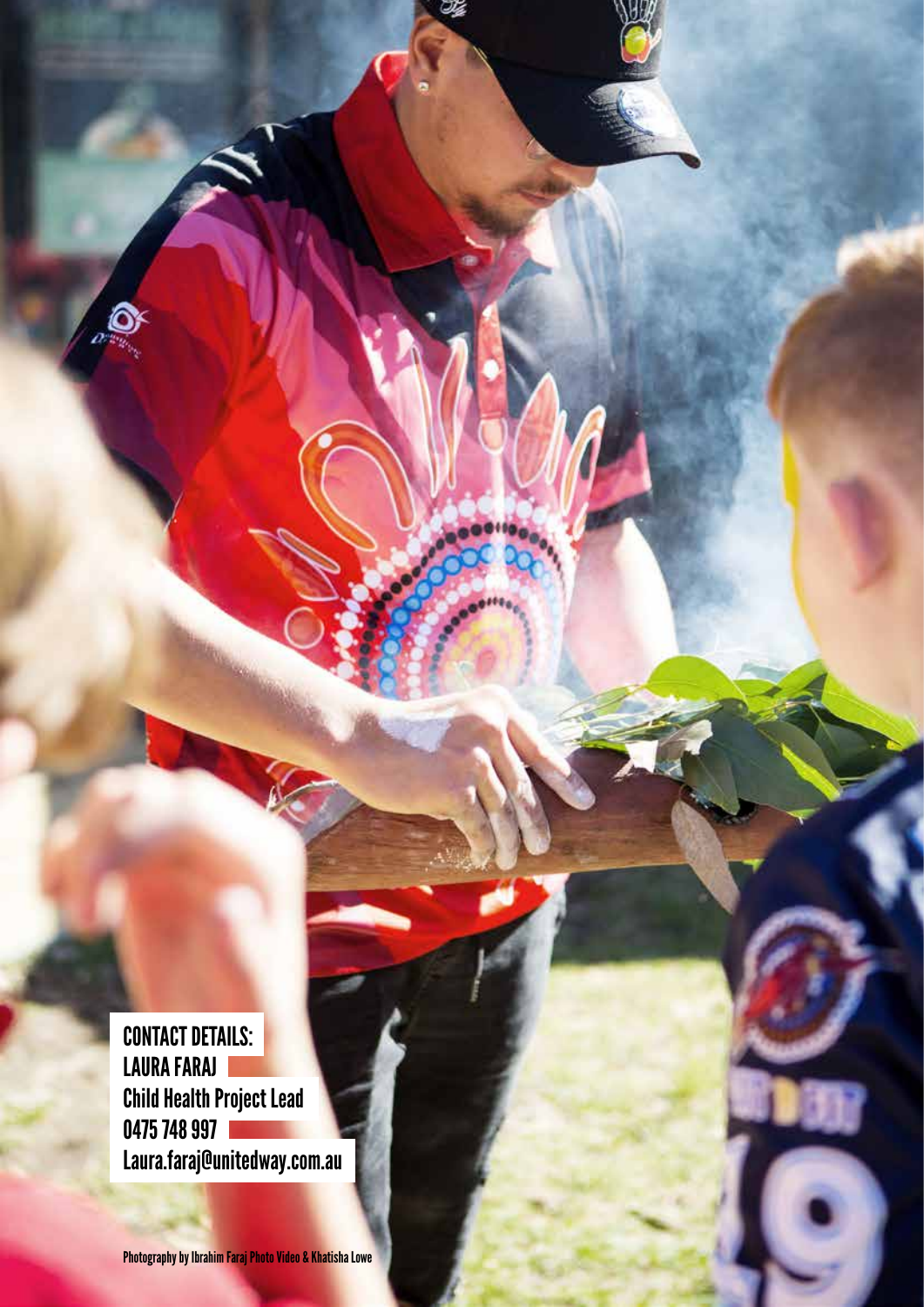CONTACT DETAILS:
LAURA FARAJ
Child Health Project Lead
0475 748 997
Laura.faraj@unitedway.com.au

Photography by Ibrahim Faraj Photo Video & Khatisha Lowe